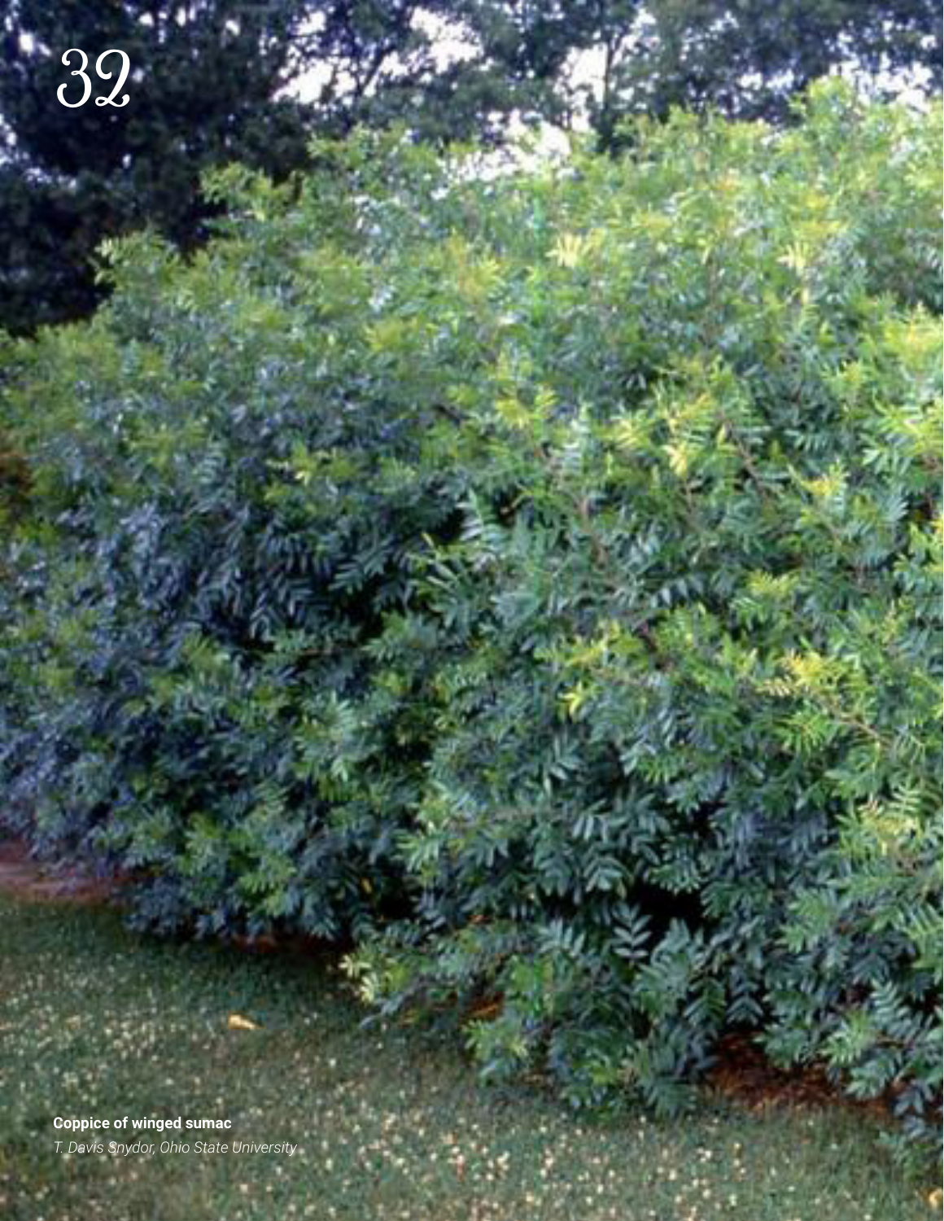**Coppice of winged sumac**

*T. Davis Snydor, Ohio State University*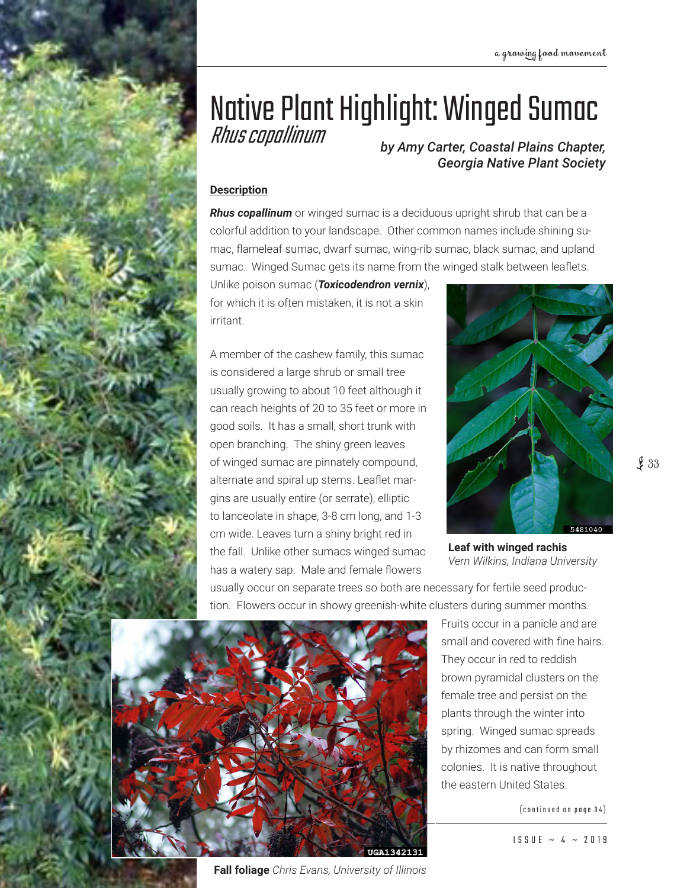# Native Plant Highlight: Winged Sumac

*Rhus copallinum*

***by Amy Carter, Coastal Plains Chapter, Georgia Native Plant Society***

**Description**

***Rhus copallinum*** or winged sumac is a deciduous upright shrub that can be a colorful addition to your landscape. Other common names include shining sumac, flameleaf sumac, dwarf sumac, wing-rib sumac, black sumac, and upland sumac. Winged Sumac gets its name from the winged stalk between leaflets. Unlike poison sumac (***Toxicodendron vernix***), for which it is often mistaken, it is not a skin irritant.

A member of the cashew family, this sumac is considered a large shrub or small tree usually growing to about 10 feet although it can reach heights of 20 to 35 feet or more in good soils. It has a small, short trunk with open branching. The shiny green leaves of winged sumac are pinnately compound, alternate and spiral up stems. Leaflet margins are usually entire (or serrate), elliptic to lanceolate in shape, 3-8 cm long, and 1-3 cm wide. Leaves turn a shiny bright red in the fall. Unlike other sumacs winged sumac has a watery sap. Male and female flowers usually occur on separate trees so both are necessary for fertile seed production. Flowers occur in showy greenish-white clusters during summer months.

**Leaf with winged rachis** *Vern Wilkins, Indiana University*

Fruits occur in a panicle and are small and covered with fine hairs. They occur in red to reddish brown pyramidal clusters on the female tree and persist on the plants through the winter into spring. Winged sumac spreads by rhizomes and can form small colonies. It is native throughout the eastern United States.

(continued on page 34)

**Fall foliage** *Chris Evans, University of Illinois*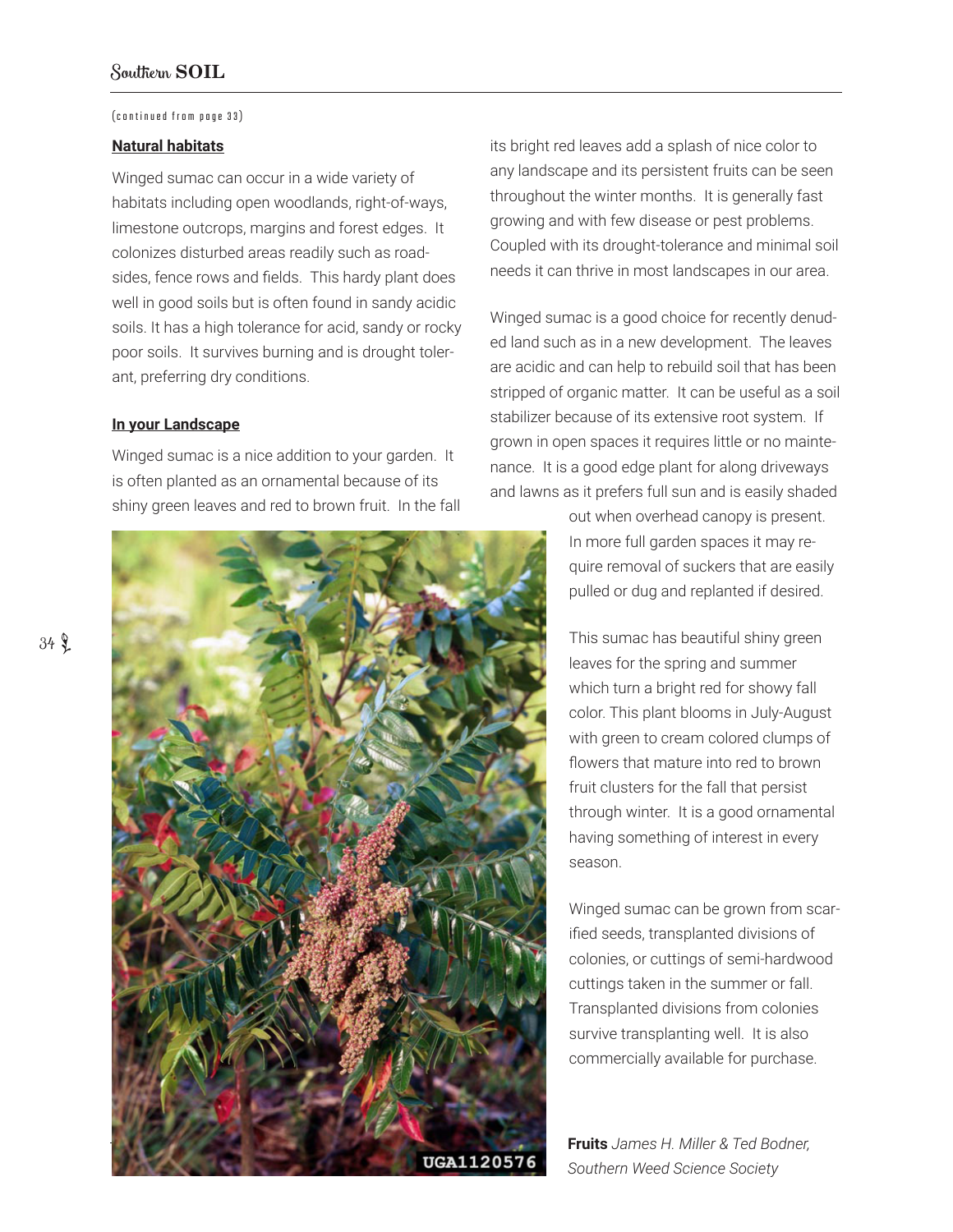(continued from page 33)

**Natural habitats**

Winged sumac can occur in a wide variety of habitats including open woodlands, right-of-ways, limestone outcrops, margins and forest edges. It colonizes disturbed areas readily such as road-sides, fence rows and fields. This hardy plant does well in good soils but is often found in sandy acidic soils. It has a high tolerance for acid, sandy or rocky poor soils. It survives burning and is drought toler-ant, preferring dry conditions.

**In your Landscape**

Winged sumac is a nice addition to your garden. It is often planted as an ornamental because of its shiny green leaves and red to brown fruit. In the fall its bright red leaves add a splash of nice color to any landscape and its persistent fruits can be seen throughout the winter months. It is generally fast growing and with few disease or pest problems. Coupled with its drought-tolerance and minimal soil needs it can thrive in most landscapes in our area.

Winged sumac is a good choice for recently denud-ed land such as in a new development. The leaves are acidic and can help to rebuild soil that has been stripped of organic matter. It can be useful as a soil stabilizer because of its extensive root system. If grown in open spaces it requires little or no mainte-nance. It is a good edge plant for along driveways and lawns as it prefers full sun and is easily shaded out when overhead canopy is present. In more full garden spaces it may re-quire removal of suckers that are easily pulled or dug and replanted if desired.

This sumac has beautiful shiny green leaves for the spring and summer which turn a bright red for showy fall color. This plant blooms in July-August with green to cream colored clumps of flowers that mature into red to brown fruit clusters for the fall that persist through winter. It is a good ornamental having something of interest in every season.

Winged sumac can be grown from scar-ified seeds, transplanted divisions of colonies, or cuttings of semi-hardwood cuttings taken in the summer or fall. Transplanted divisions from colonies survive transplanting well. It is also commercially available for purchase.

UGA1120576

**Fruits** *James H. Miller & Ted Bodner, Southern Weed Science Society*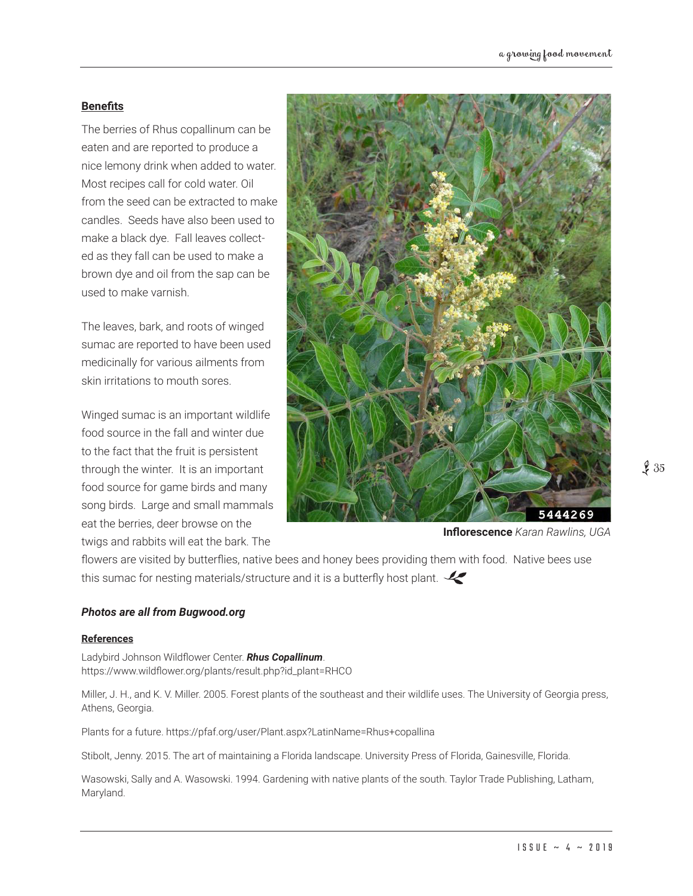## Benefits

The berries of Rhus copallinum can be eaten and are reported to produce a nice lemony drink when added to water. Most recipes call for cold water. Oil from the seed can be extracted to make candles. Seeds have also been used to make a black dye. Fall leaves collected as they fall can be used to make a brown dye and oil from the sap can be used to make varnish.

The leaves, bark, and roots of winged sumac are reported to have been used medicinally for various ailments from skin irritations to mouth sores.

Winged sumac is an important wildlife food source in the fall and winter due to the fact that the fruit is persistent through the winter. It is an important food source for game birds and many song birds. Large and small mammals eat the berries, deer browse on the twigs and rabbits will eat the bark. The flowers are visited by butterflies, native bees and honey bees providing them with food. Native bees use this sumac for nesting materials/structure and it is a butterfly host plant.

5444269

**Inflorescence** *Karan Rawlins, UGA*

***Photos are all from Bugwood.org***

**References**

Ladybird Johnson Wildflower Center. ***Rhus Copallinum***. https://www.wildflower.org/plants/result.php?id_plant=RHCO

Miller, J. H., and K. V. Miller. 2005. Forest plants of the southeast and their wildlife uses. The University of Georgia press, Athens, Georgia.

Plants for a future. https://pfaf.org/user/Plant.aspx?LatinName=Rhus+copallina

Stibolt, Jenny. 2015. The art of maintaining a Florida landscape. University Press of Florida, Gainesville, Florida.

Wasowski, Sally and A. Wasowski. 1994. Gardening with native plants of the south. Taylor Trade Publishing, Latham, Maryland.